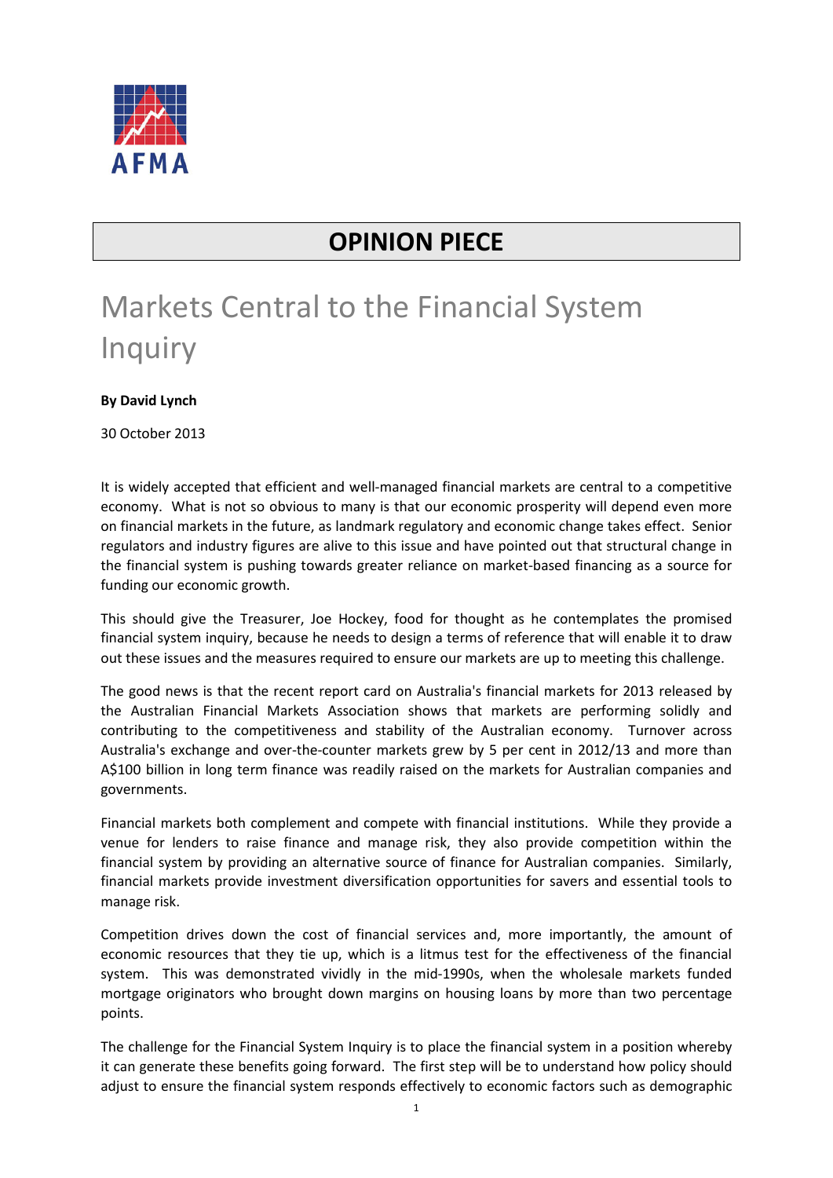AFMA

## OPINION PIECE

# Markets Central to the Financial System Inquiry

**By David Lynch**

30 October 2013

It is widely accepted that efficient and well-managed financial markets are central to a competitive economy. What is not so obvious to many is that our economic prosperity will depend even more on financial markets in the future, as landmark regulatory and economic change takes effect. Senior regulators and industry figures are alive to this issue and have pointed out that structural change in the financial system is pushing towards greater reliance on market-based financing as a source for funding our economic growth.

This should give the Treasurer, Joe Hockey, food for thought as he contemplates the promised financial system inquiry, because he needs to design a terms of reference that will enable it to draw out these issues and the measures required to ensure our markets are up to meeting this challenge.

The good news is that the recent report card on Australia's financial markets for 2013 released by the Australian Financial Markets Association shows that markets are performing solidly and contributing to the competitiveness and stability of the Australian economy. Turnover across Australia's exchange and over-the-counter markets grew by 5 per cent in 2012/13 and more than A$100 billion in long term finance was readily raised on the markets for Australian companies and governments.

Financial markets both complement and compete with financial institutions. While they provide a venue for lenders to raise finance and manage risk, they also provide competition within the financial system by providing an alternative source of finance for Australian companies. Similarly, financial markets provide investment diversification opportunities for savers and essential tools to manage risk.

Competition drives down the cost of financial services and, more importantly, the amount of economic resources that they tie up, which is a litmus test for the effectiveness of the financial system. This was demonstrated vividly in the mid-1990s, when the wholesale markets funded mortgage originators who brought down margins on housing loans by more than two percentage points.

The challenge for the Financial System Inquiry is to place the financial system in a position whereby it can generate these benefits going forward. The first step will be to understand how policy should adjust to ensure the financial system responds effectively to economic factors such as demographic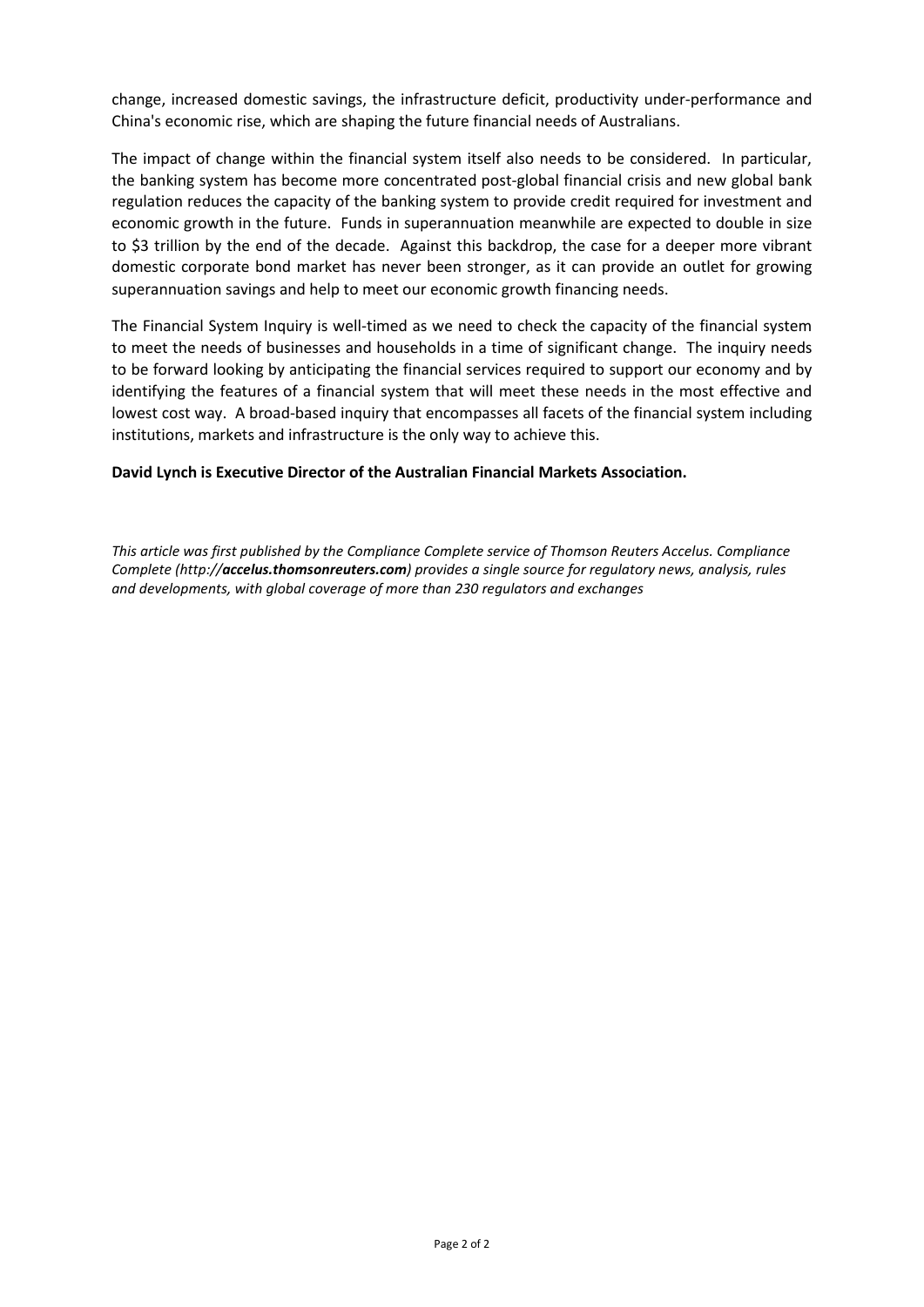change, increased domestic savings, the infrastructure deficit, productivity under-performance and China's economic rise, which are shaping the future financial needs of Australians.

The impact of change within the financial system itself also needs to be considered. In particular, the banking system has become more concentrated post-global financial crisis and new global bank regulation reduces the capacity of the banking system to provide credit required for investment and economic growth in the future. Funds in superannuation meanwhile are expected to double in size to $3 trillion by the end of the decade. Against this backdrop, the case for a deeper more vibrant domestic corporate bond market has never been stronger, as it can provide an outlet for growing superannuation savings and help to meet our economic growth financing needs.

The Financial System Inquiry is well-timed as we need to check the capacity of the financial system to meet the needs of businesses and households in a time of significant change. The inquiry needs to be forward looking by anticipating the financial services required to support our economy and by identifying the features of a financial system that will meet these needs in the most effective and lowest cost way. A broad-based inquiry that encompasses all facets of the financial system including institutions, markets and infrastructure is the only way to achieve this.

**David Lynch is Executive Director of the Australian Financial Markets Association.**

*This article was first published by the Compliance Complete service of Thomson Reuters Accelus. Compliance Complete (http://**accelus.thomsonreuters.com**) provides a single source for regulatory news, analysis, rules and developments, with global coverage of more than 230 regulators and exchanges*